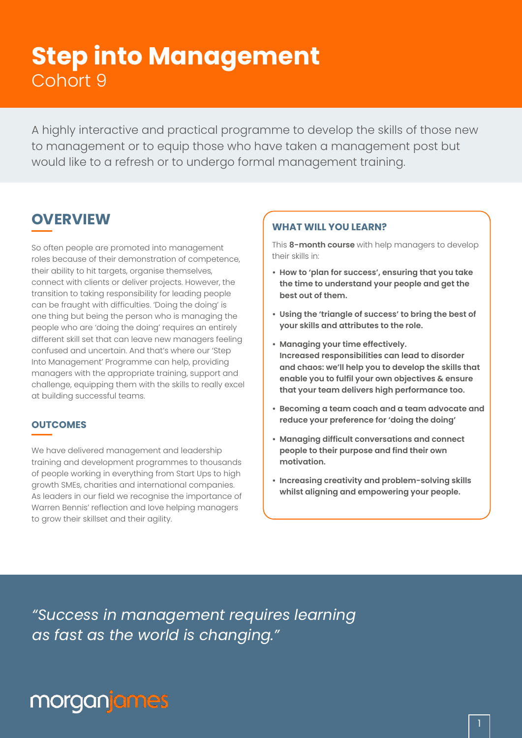# Step into Management

Cohort 9

A highly interactive and practical programme to develop the skills of those new to management or to equip those who have taken a management post but would like to a refresh or to undergo formal management training.

## OVERVIEW

So often people are promoted into management roles because of their demonstration of competence, their ability to hit targets, organise themselves, connect with clients or deliver projects. However, the transition to taking responsibility for leading people can be fraught with difficulties. 'Doing the doing' is one thing but being the person who is managing the people who are 'doing the doing' requires an entirely different skill set that can leave new managers feeling confused and uncertain. And that's where our 'Step Into Management' Programme can help, providing managers with the appropriate training, support and challenge, equipping them with the skills to really excel at building successful teams.

### OUTCOMES

We have delivered management and leadership training and development programmes to thousands of people working in everything from Start Ups to high growth SMEs, charities and international companies. As leaders in our field we recognise the importance of Warren Bennis' reflection and love helping managers to grow their skillset and their agility.

### WHAT WILL YOU LEARN?

This **8-month course** with help managers to develop their skills in:

- **How to 'plan for success', ensuring that you take the time to understand your people and get the best out of them.**
- **Using the 'triangle of success' to bring the best of your skills and attributes to the role.**
- **Managing your time effectively. Increased responsibilities can lead to disorder and chaos: we'll help you to develop the skills that enable you to fulfil your own objectives & ensure that your team delivers high performance too.**
- **Becoming a team coach and a team advocate and reduce your preference for 'doing the doing'**
- **Managing difficult conversations and connect people to their purpose and find their own motivation.**
- **Increasing creativity and problem-solving skills whilst aligning and empowering your people.**

*"Success in management requires learning as fast as the world is changing."*

morganjames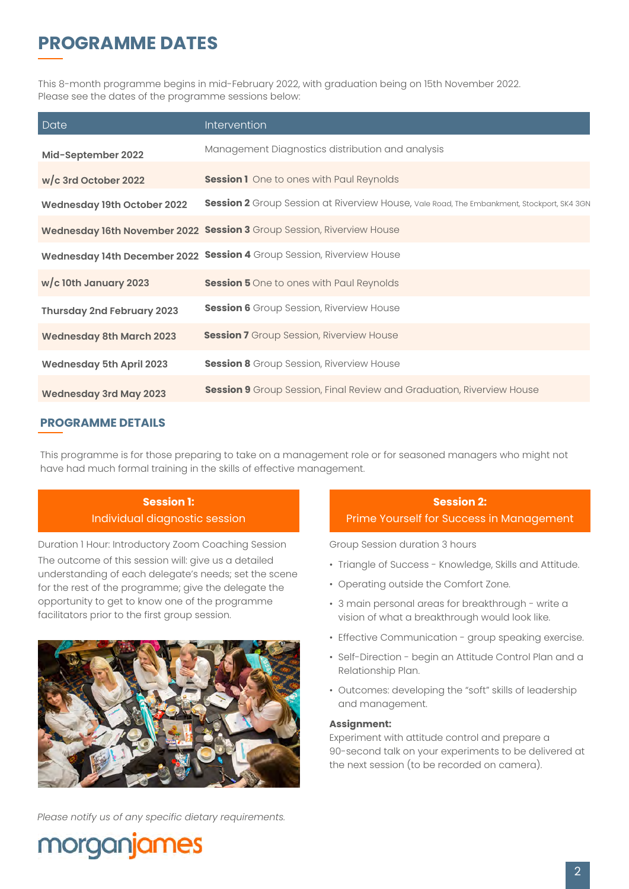# PROGRAMME DATES

This 8-month programme begins in mid-February 2022, with graduation being on 15th November 2022.
Please see the dates of the programme sessions below:

| Date | Intervention |
|---|---|
| **Mid-September 2022** | Management Diagnostics distribution and analysis |
| **w/c 3rd October 2022** | **Session 1** One to ones with Paul Reynolds |
| **Wednesday 19th October 2022** | **Session 2** Group Session at Riverview House, Vale Road, The Embankment, Stockport, SK4 3GN |
| **Wednesday 16th November 2022** | **Session 3** Group Session, Riverview House |
| **Wednesday 14th December 2022** | **Session 4** Group Session, Riverview House |
| **w/c 10th January 2023** | **Session 5** One to ones with Paul Reynolds |
| **Thursday 2nd February 2023** | **Session 6** Group Session, Riverview House |
| **Wednesday 8th March 2023** | **Session 7** Group Session, Riverview House |
| **Wednesday 5th April 2023** | **Session 8** Group Session, Riverview House |
| **Wednesday 3rd May 2023** | **Session 9** Group Session, Final Review and Graduation, Riverview House |

## PROGRAMME DETAILS

This programme is for those preparing to take on a management role or for seasoned managers who might not have had much formal training in the skills of effective management.

### Session 1: Individual diagnostic session

Duration 1 Hour: Introductory Zoom Coaching Session

The outcome of this session will: give us a detailed understanding of each delegate's needs; set the scene for the rest of the programme; give the delegate the opportunity to get to know one of the programme facilitators prior to the first group session.

### Session 2: Prime Yourself for Success in Management

Group Session duration 3 hours

- Triangle of Success - Knowledge, Skills and Attitude.
- Operating outside the Comfort Zone.
- 3 main personal areas for breakthrough - write a vision of what a breakthrough would look like.
- Effective Communication - group speaking exercise.
- Self-Direction - begin an Attitude Control Plan and a Relationship Plan.
- Outcomes: developing the "soft" skills of leadership and management.

**Assignment:**
Experiment with attitude control and prepare a 90-second talk on your experiments to be delivered at the next session (to be recorded on camera).

*Please notify us of any specific dietary requirements.*

morganjames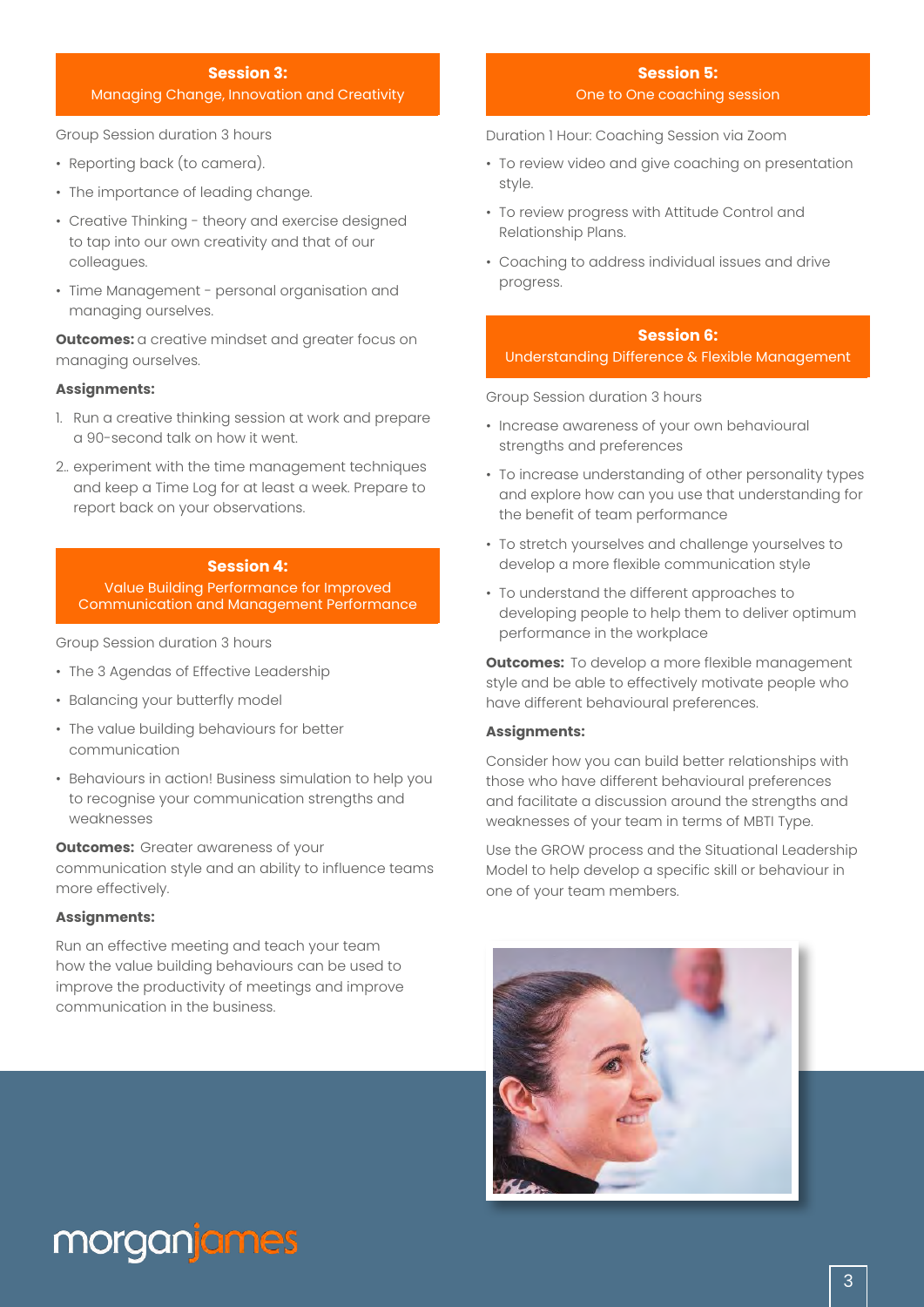## Session 3:
Managing Change, Innovation and Creativity

Group Session duration 3 hours

- Reporting back (to camera).
- The importance of leading change.
- Creative Thinking - theory and exercise designed to tap into our own creativity and that of our colleagues.
- Time Management - personal organisation and managing ourselves.

**Outcomes:** a creative mindset and greater focus on managing ourselves.

**Assignments:**

1. Run a creative thinking session at work and prepare a 90-second talk on how it went.
2. experiment with the time management techniques and keep a Time Log for at least a week. Prepare to report back on your observations.

## Session 4:
Value Building Performance for Improved Communication and Management Performance

Group Session duration 3 hours

- The 3 Agendas of Effective Leadership
- Balancing your butterfly model
- The value building behaviours for better communication
- Behaviours in action! Business simulation to help you to recognise your communication strengths and weaknesses

**Outcomes:** Greater awareness of your communication style and an ability to influence teams more effectively.

**Assignments:**

Run an effective meeting and teach your team how the value building behaviours can be used to improve the productivity of meetings and improve communication in the business.

## Session 5:
One to One coaching session

Duration 1 Hour: Coaching Session via Zoom

- To review video and give coaching on presentation style.
- To review progress with Attitude Control and Relationship Plans.
- Coaching to address individual issues and drive progress.

## Session 6:
Understanding Difference & Flexible Management

Group Session duration 3 hours

- Increase awareness of your own behavioural strengths and preferences
- To increase understanding of other personality types and explore how can you use that understanding for the benefit of team performance
- To stretch yourselves and challenge yourselves to develop a more flexible communication style
- To understand the different approaches to developing people to help them to deliver optimum performance in the workplace

**Outcomes:** To develop a more flexible management style and be able to effectively motivate people who have different behavioural preferences.

**Assignments:**

Consider how you can build better relationships with those who have different behavioural preferences and facilitate a discussion around the strengths and weaknesses of your team in terms of MBTI Type.

Use the GROW process and the Situational Leadership Model to help develop a specific skill or behaviour in one of your team members.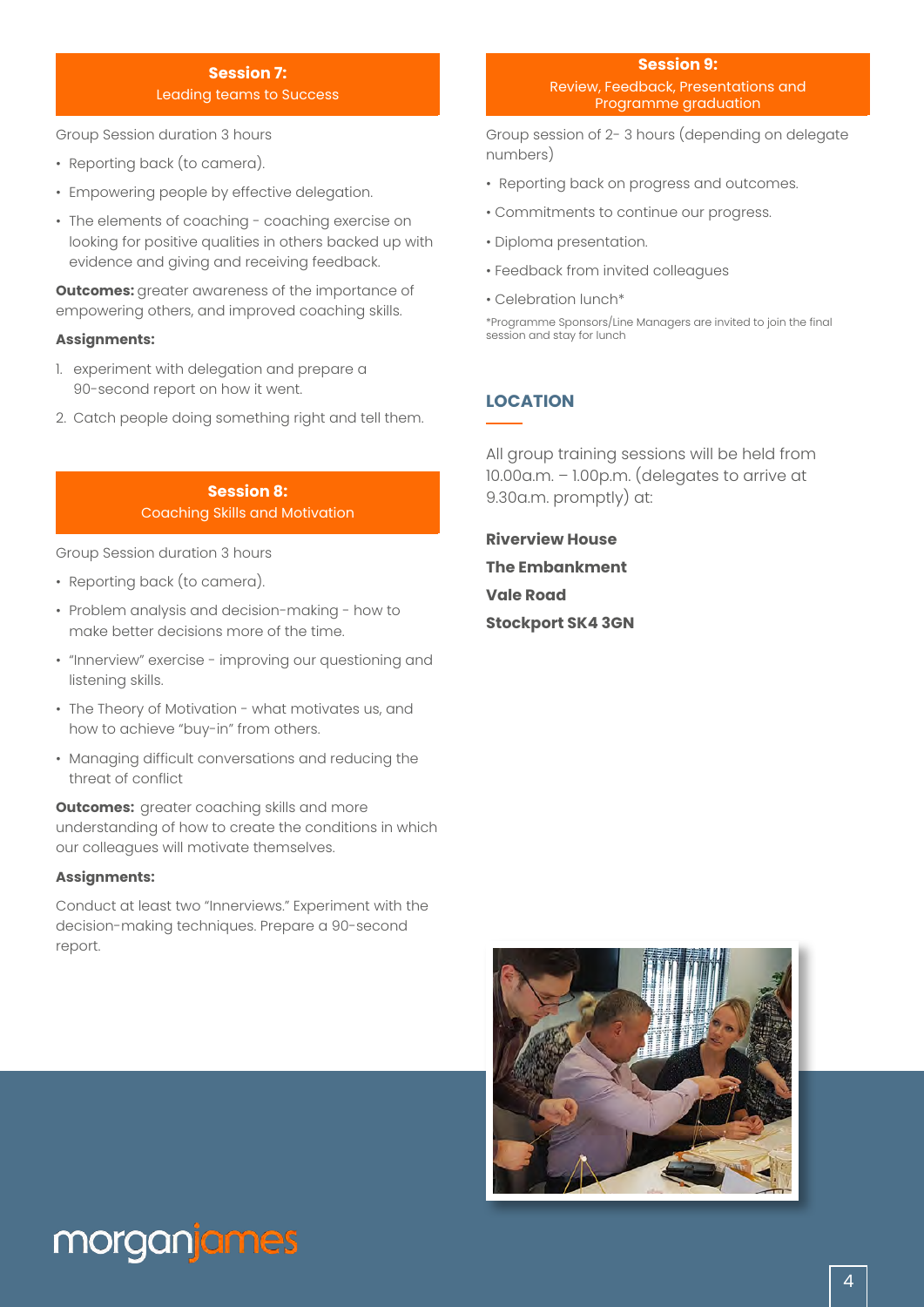## Session 7:
Leading teams to Success

Group Session duration 3 hours

- Reporting back (to camera).
- Empowering people by effective delegation.
- The elements of coaching - coaching exercise on looking for positive qualities in others backed up with evidence and giving and receiving feedback.

**Outcomes:** greater awareness of the importance of empowering others, and improved coaching skills.

**Assignments:**

1. experiment with delegation and prepare a 90-second report on how it went.
2. Catch people doing something right and tell them.

## Session 8:
Coaching Skills and Motivation

Group Session duration 3 hours

- Reporting back (to camera).
- Problem analysis and decision-making - how to make better decisions more of the time.
- "Innerview" exercise - improving our questioning and listening skills.
- The Theory of Motivation - what motivates us, and how to achieve "buy-in" from others.
- Managing difficult conversations and reducing the threat of conflict

**Outcomes:** greater coaching skills and more understanding of how to create the conditions in which our colleagues will motivate themselves.

**Assignments:**

Conduct at least two "Innerviews." Experiment with the decision-making techniques. Prepare a 90-second report.

## Session 9:
Review, Feedback, Presentations and Programme graduation

Group session of 2- 3 hours (depending on delegate numbers)

- Reporting back on progress and outcomes.
- Commitments to continue our progress.
- Diploma presentation.
- Feedback from invited colleagues
- Celebration lunch*

*Programme Sponsors/Line Managers are invited to join the final session and stay for lunch

## LOCATION

All group training sessions will be held from 10.00a.m. – 1.00p.m. (delegates to arrive at 9.30a.m. promptly) at:

**Riverview House**
**The Embankment**
**Vale Road**
**Stockport SK4 3GN**

morganjames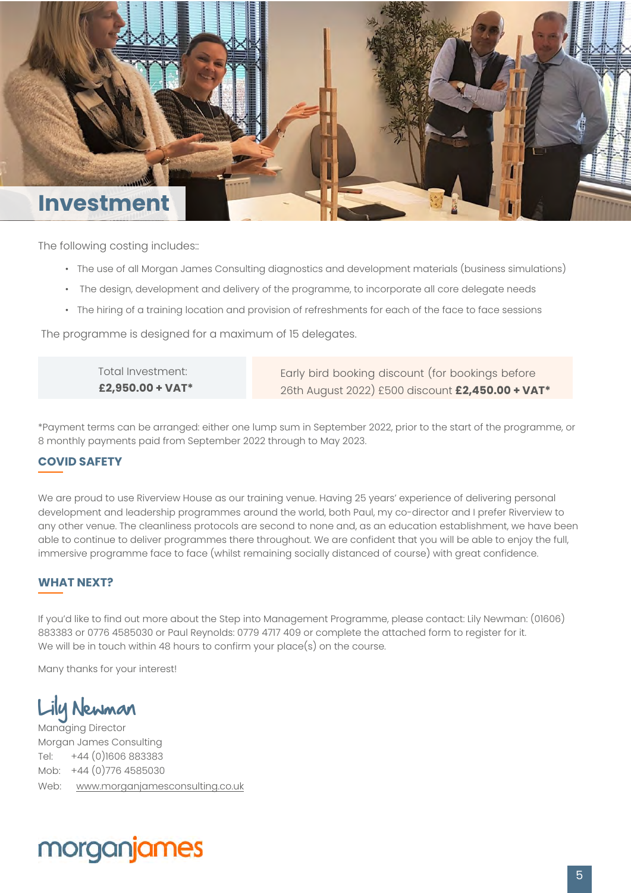# Investment

The following costing includes::

- The use of all Morgan James Consulting diagnostics and development materials (business simulations)
- The design, development and delivery of the programme, to incorporate all core delegate needs
- The hiring of a training location and provision of refreshments for each of the face to face sessions

The programme is designed for a maximum of 15 delegates.

| Total Investment: **£2,950.00 + VAT*** | Early bird booking discount (for bookings before 26th August 2022) £500 discount **£2,450.00 + VAT*** |
|---|---|

*Payment terms can be arranged: either one lump sum in September 2022, prior to the start of the programme, or 8 monthly payments paid from September 2022 through to May 2023.

## COVID SAFETY

We are proud to use Riverview House as our training venue. Having 25 years' experience of delivering personal development and leadership programmes around the world, both Paul, my co-director and I prefer Riverview to any other venue. The cleanliness protocols are second to none and, as an education establishment, we have been able to continue to deliver programmes there throughout. We are confident that you will be able to enjoy the full, immersive programme face to face (whilst remaining socially distanced of course) with great confidence.

## WHAT NEXT?

If you'd like to find out more about the Step into Management Programme, please contact: Lily Newman: (01606) 883383 or 0776 4585030 or Paul Reynolds: 0779 4717 409 or complete the attached form to register for it.
We will be in touch within 48 hours to confirm your place(s) on the course.

Many thanks for your interest!

Lily Newman

Managing Director
Morgan James Consulting
Tel: +44 (0)1606 883383
Mob: +44 (0)776 4585030
Web: www.morganjamesconsulting.co.uk

morganjames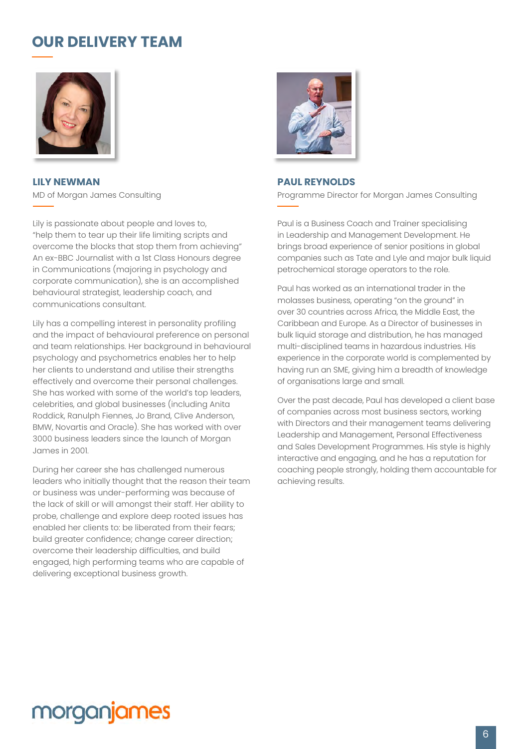## OUR DELIVERY TEAM

### LILY NEWMAN

MD of Morgan James Consulting

Lily is passionate about people and loves to, "help them to tear up their life limiting scripts and overcome the blocks that stop them from achieving" An ex-BBC Journalist with a 1st Class Honours degree in Communications (majoring in psychology and corporate communication), she is an accomplished behavioural strategist, leadership coach, and communications consultant.

Lily has a compelling interest in personality profiling and the impact of behavioural preference on personal and team relationships. Her background in behavioural psychology and psychometrics enables her to help her clients to understand and utilise their strengths effectively and overcome their personal challenges. She has worked with some of the world's top leaders, celebrities, and global businesses (including Anita Roddick, Ranulph Fiennes, Jo Brand, Clive Anderson, BMW, Novartis and Oracle). She has worked with over 3000 business leaders since the launch of Morgan James in 2001.

During her career she has challenged numerous leaders who initially thought that the reason their team or business was under-performing was because of the lack of skill or will amongst their staff. Her ability to probe, challenge and explore deep rooted issues has enabled her clients to: be liberated from their fears; build greater confidence; change career direction; overcome their leadership difficulties, and build engaged, high performing teams who are capable of delivering exceptional business growth.

### PAUL REYNOLDS

Programme Director for Morgan James Consulting

Paul is a Business Coach and Trainer specialising in Leadership and Management Development. He brings broad experience of senior positions in global companies such as Tate and Lyle and major bulk liquid petrochemical storage operators to the role.

Paul has worked as an international trader in the molasses business, operating "on the ground" in over 30 countries across Africa, the Middle East, the Caribbean and Europe. As a Director of businesses in bulk liquid storage and distribution, he has managed multi-disciplined teams in hazardous industries. His experience in the corporate world is complemented by having run an SME, giving him a breadth of knowledge of organisations large and small.

Over the past decade, Paul has developed a client base of companies across most business sectors, working with Directors and their management teams delivering Leadership and Management, Personal Effectiveness and Sales Development Programmes. His style is highly interactive and engaging, and he has a reputation for coaching people strongly, holding them accountable for achieving results.

morganjames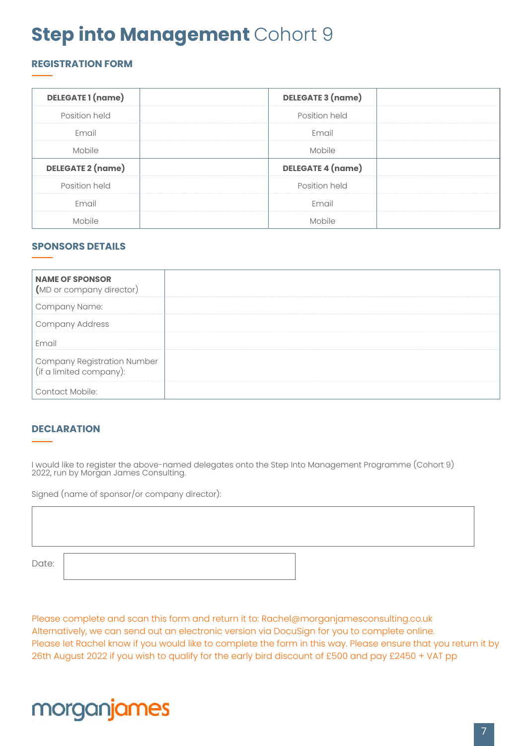# **Step into Management** Cohort 9

## REGISTRATION FORM

| | | | |
|---|---|---|---|
| **DELEGATE 1 (name)** | | **DELEGATE 3 (name)** | |
| Position held | | Position held | |
| Email | | Email | |
| Mobile | | Mobile | |
| **DELEGATE 2 (name)** | | **DELEGATE 4 (name)** | |
| Position held | | Position held | |
| Email | | Email | |
| Mobile | | Mobile | |

## SPONSORS DETAILS

| | |
|---|---|
| **NAME OF SPONSOR** (MD or company director) | |
| Company Name: | |
| Company Address | |
| Email | |
| Company Registration Number (if a limited company): | |
| Contact Mobile: | |

## DECLARATION

I would like to register the above-named delegates onto the Step Into Management Programme (Cohort 9) 2022, run by Morgan James Consulting.

Signed (name of sponsor/or company director):

Date:

Please complete and scan this form and return it to: Rachel@morganjamesconsulting.co.uk
Alternatively, we can send out an electronic version via DocuSign for you to complete online.
Please let Rachel know if you would like to complete the form in this way. Please ensure that you return it by 26th August 2022 if you wish to qualify for the early bird discount of £500 and pay £2450 + VAT pp

morganjames